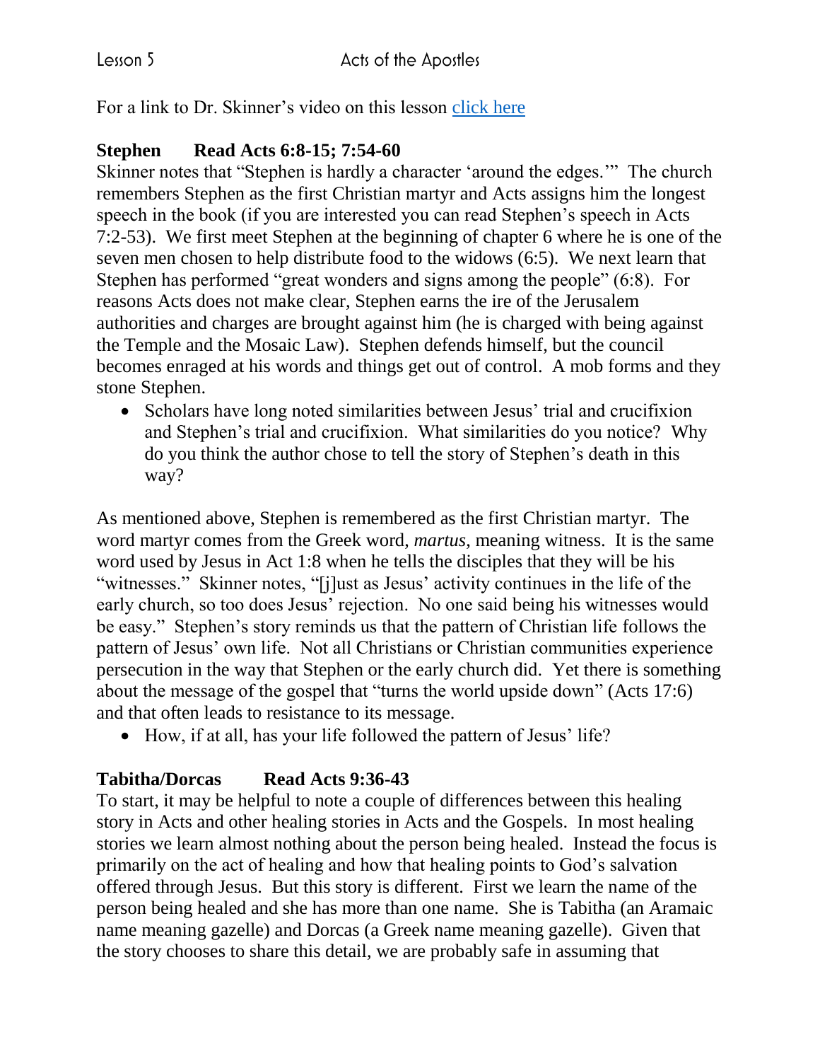Lesson 5 Acts of the Apostles

For a link to Dr. Skinner's video on this lesson [click here]

**Stephen Read Acts 6:8-15; 7:54-60**

Skinner notes that "Stephen is hardly a character 'around the edges.'" The church remembers Stephen as the first Christian martyr and Acts assigns him the longest speech in the book (if you are interested you can read Stephen's speech in Acts 7:2-53). We first meet Stephen at the beginning of chapter 6 where he is one of the seven men chosen to help distribute food to the widows (6:5). We next learn that Stephen has performed "great wonders and signs among the people" (6:8). For reasons Acts does not make clear, Stephen earns the ire of the Jerusalem authorities and charges are brought against him (he is charged with being against the Temple and the Mosaic Law). Stephen defends himself, but the council becomes enraged at his words and things get out of control. A mob forms and they stone Stephen.

- Scholars have long noted similarities between Jesus' trial and crucifixion and Stephen's trial and crucifixion. What similarities do you notice? Why do you think the author chose to tell the story of Stephen's death in this way?

As mentioned above, Stephen is remembered as the first Christian martyr. The word martyr comes from the Greek word, *martus*, meaning witness. It is the same word used by Jesus in Act 1:8 when he tells the disciples that they will be his "witnesses." Skinner notes, "[j]ust as Jesus' activity continues in the life of the early church, so too does Jesus' rejection. No one said being his witnesses would be easy." Stephen's story reminds us that the pattern of Christian life follows the pattern of Jesus' own life. Not all Christians or Christian communities experience persecution in the way that Stephen or the early church did. Yet there is something about the message of the gospel that "turns the world upside down" (Acts 17:6) and that often leads to resistance to its message.

- How, if at all, has your life followed the pattern of Jesus' life?

**Tabitha/Dorcas Read Acts 9:36-43**

To start, it may be helpful to note a couple of differences between this healing story in Acts and other healing stories in Acts and the Gospels. In most healing stories we learn almost nothing about the person being healed. Instead the focus is primarily on the act of healing and how that healing points to God's salvation offered through Jesus. But this story is different. First we learn the name of the person being healed and she has more than one name. She is Tabitha (an Aramaic name meaning gazelle) and Dorcas (a Greek name meaning gazelle). Given that the story chooses to share this detail, we are probably safe in assuming that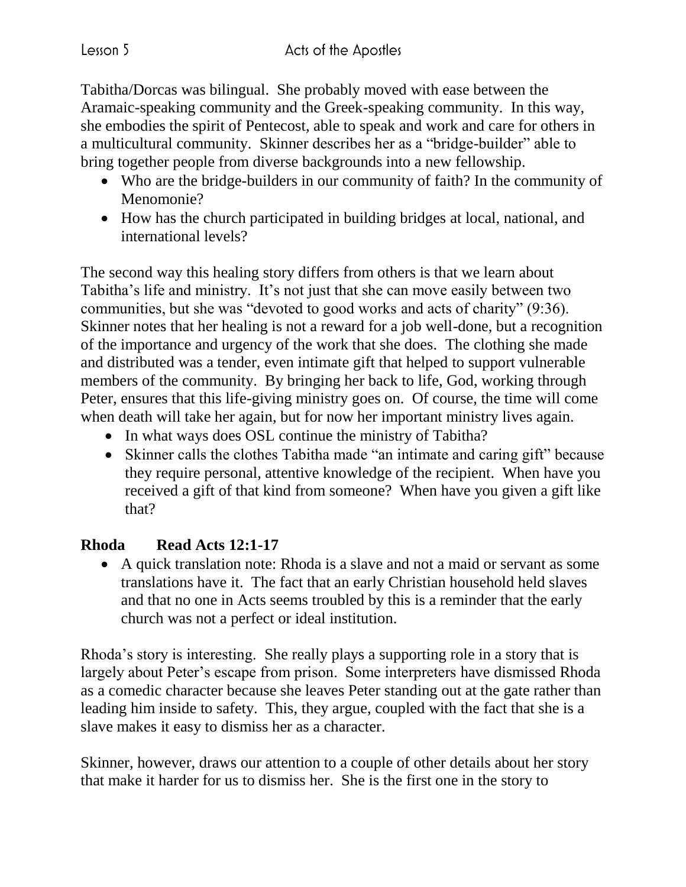Tabitha/Dorcas was bilingual. She probably moved with ease between the Aramaic-speaking community and the Greek-speaking community. In this way, she embodies the spirit of Pentecost, able to speak and work and care for others in a multicultural community. Skinner describes her as a "bridge-builder" able to bring together people from diverse backgrounds into a new fellowship.

- Who are the bridge-builders in our community of faith? In the community of Menomonie?
- How has the church participated in building bridges at local, national, and international levels?

The second way this healing story differs from others is that we learn about Tabitha's life and ministry. It's not just that she can move easily between two communities, but she was "devoted to good works and acts of charity" (9:36). Skinner notes that her healing is not a reward for a job well-done, but a recognition of the importance and urgency of the work that she does. The clothing she made and distributed was a tender, even intimate gift that helped to support vulnerable members of the community. By bringing her back to life, God, working through Peter, ensures that this life-giving ministry goes on. Of course, the time will come when death will take her again, but for now her important ministry lives again.

- In what ways does OSL continue the ministry of Tabitha?
- Skinner calls the clothes Tabitha made "an intimate and caring gift" because they require personal, attentive knowledge of the recipient. When have you received a gift of that kind from someone? When have you given a gift like that?

## Rhoda Read Acts 12:1-17

- A quick translation note: Rhoda is a slave and not a maid or servant as some translations have it. The fact that an early Christian household held slaves and that no one in Acts seems troubled by this is a reminder that the early church was not a perfect or ideal institution.

Rhoda's story is interesting. She really plays a supporting role in a story that is largely about Peter's escape from prison. Some interpreters have dismissed Rhoda as a comedic character because she leaves Peter standing out at the gate rather than leading him inside to safety. This, they argue, coupled with the fact that she is a slave makes it easy to dismiss her as a character.

Skinner, however, draws our attention to a couple of other details about her story that make it harder for us to dismiss her. She is the first one in the story to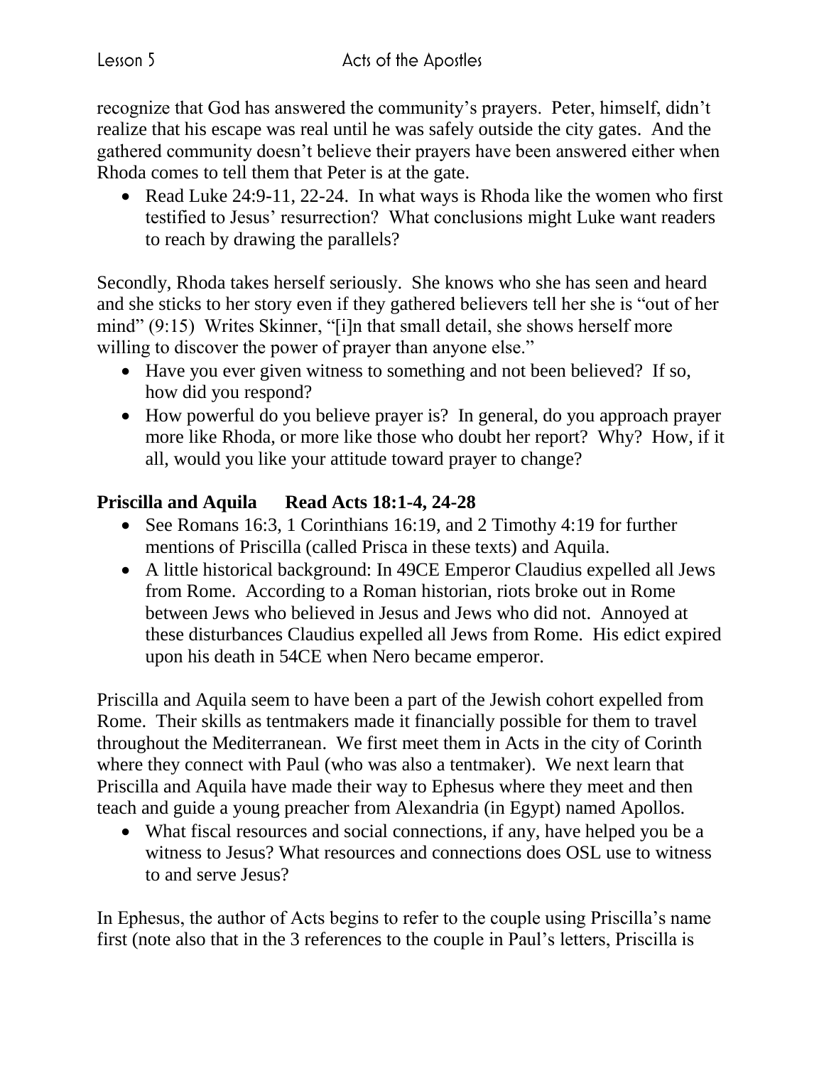recognize that God has answered the community's prayers. Peter, himself, didn't realize that his escape was real until he was safely outside the city gates. And the gathered community doesn't believe their prayers have been answered either when Rhoda comes to tell them that Peter is at the gate.

- Read Luke 24:9-11, 22-24. In what ways is Rhoda like the women who first testified to Jesus' resurrection? What conclusions might Luke want readers to reach by drawing the parallels?

Secondly, Rhoda takes herself seriously. She knows who she has seen and heard and she sticks to her story even if they gathered believers tell her she is "out of her mind" (9:15) Writes Skinner, "[i]n that small detail, she shows herself more willing to discover the power of prayer than anyone else."

- Have you ever given witness to something and not been believed? If so, how did you respond?
- How powerful do you believe prayer is? In general, do you approach prayer more like Rhoda, or more like those who doubt her report? Why? How, if it all, would you like your attitude toward prayer to change?

**Priscilla and Aquila Read Acts 18:1-4, 24-28**

- See Romans 16:3, 1 Corinthians 16:19, and 2 Timothy 4:19 for further mentions of Priscilla (called Prisca in these texts) and Aquila.
- A little historical background: In 49CE Emperor Claudius expelled all Jews from Rome. According to a Roman historian, riots broke out in Rome between Jews who believed in Jesus and Jews who did not. Annoyed at these disturbances Claudius expelled all Jews from Rome. His edict expired upon his death in 54CE when Nero became emperor.

Priscilla and Aquila seem to have been a part of the Jewish cohort expelled from Rome. Their skills as tentmakers made it financially possible for them to travel throughout the Mediterranean. We first meet them in Acts in the city of Corinth where they connect with Paul (who was also a tentmaker). We next learn that Priscilla and Aquila have made their way to Ephesus where they meet and then teach and guide a young preacher from Alexandria (in Egypt) named Apollos.

- What fiscal resources and social connections, if any, have helped you be a witness to Jesus? What resources and connections does OSL use to witness to and serve Jesus?

In Ephesus, the author of Acts begins to refer to the couple using Priscilla's name first (note also that in the 3 references to the couple in Paul's letters, Priscilla is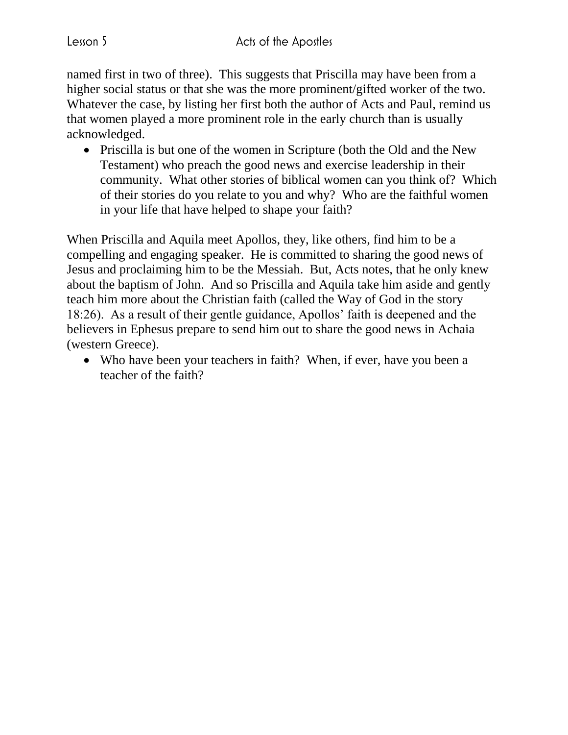named first in two of three). This suggests that Priscilla may have been from a higher social status or that she was the more prominent/gifted worker of the two. Whatever the case, by listing her first both the author of Acts and Paul, remind us that women played a more prominent role in the early church than is usually acknowledged.

- Priscilla is but one of the women in Scripture (both the Old and the New Testament) who preach the good news and exercise leadership in their community. What other stories of biblical women can you think of? Which of their stories do you relate to you and why? Who are the faithful women in your life that have helped to shape your faith?

When Priscilla and Aquila meet Apollos, they, like others, find him to be a compelling and engaging speaker. He is committed to sharing the good news of Jesus and proclaiming him to be the Messiah. But, Acts notes, that he only knew about the baptism of John. And so Priscilla and Aquila take him aside and gently teach him more about the Christian faith (called the Way of God in the story 18:26). As a result of their gentle guidance, Apollos' faith is deepened and the believers in Ephesus prepare to send him out to share the good news in Achaia (western Greece).

- Who have been your teachers in faith? When, if ever, have you been a teacher of the faith?